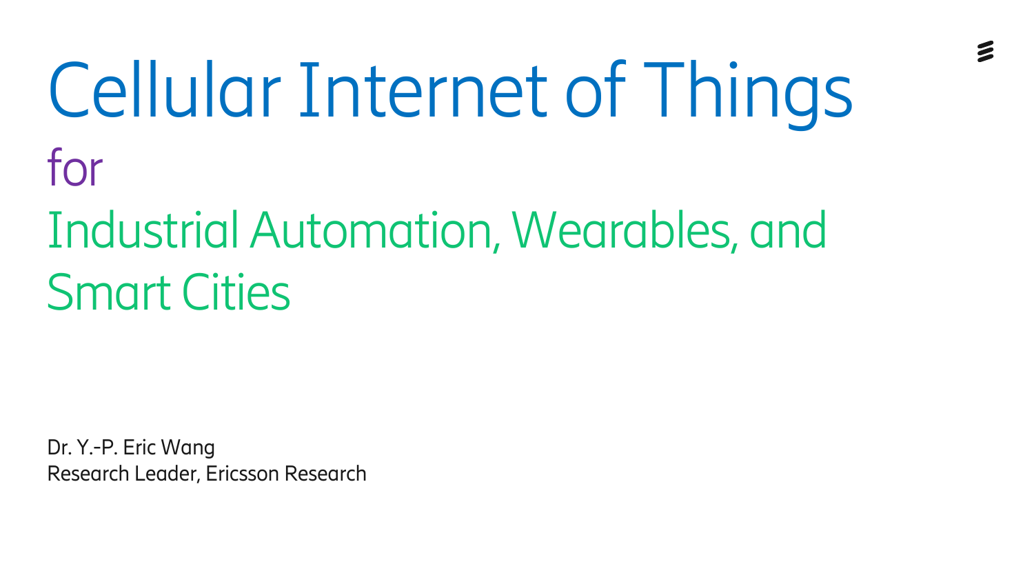# Cellular Internet of Things

for

Industrial Automation, Wearables, and Smart Cities

Dr. Y.-P. Eric Wang
Research Leader, Ericsson Research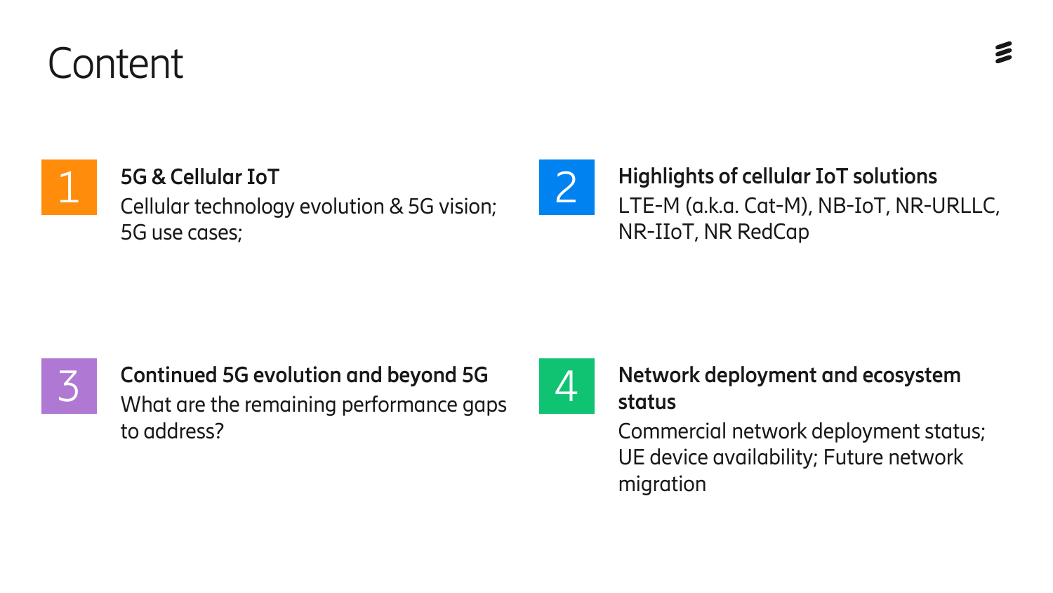# Content

## 1 5G & Cellular IoT

Cellular technology evolution & 5G vision; 5G use cases;

## 2 Highlights of cellular IoT solutions

LTE-M (a.k.a. Cat-M), NB-IoT, NR-URLLC, NR-IIoT, NR RedCap

## 3 Continued 5G evolution and beyond 5G

What are the remaining performance gaps to address?

## 4 Network deployment and ecosystem status

Commercial network deployment status; UE device availability; Future network migration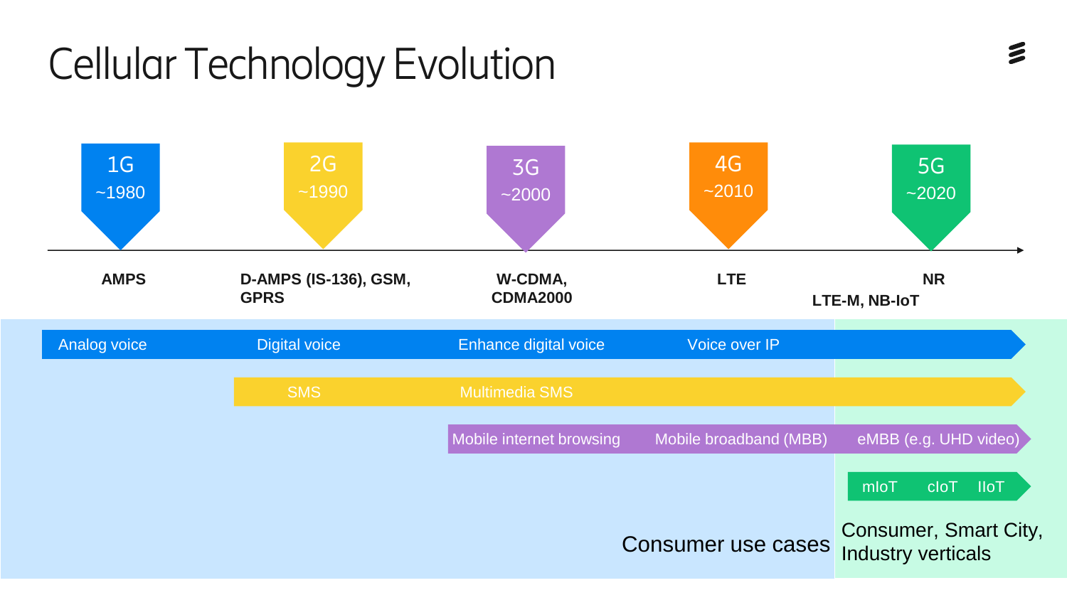# Cellular Technology Evolution

1G ~1980

2G ~1990

3G ~2000

4G ~2010

5G ~2020

**AMPS**

**D-AMPS (IS-136), GSM, GPRS**

**W-CDMA, CDMA2000**

**LTE**

**NR**

**LTE-M, NB-IoT**

Analog voice

Digital voice

Enhance digital voice

Voice over IP

SMS

Multimedia SMS

Mobile internet browsing

Mobile broadband (MBB)

eMBB (e.g. UHD video)

mIoT

cIoT

IIoT

Consumer use cases

Consumer, Smart City, Industry verticals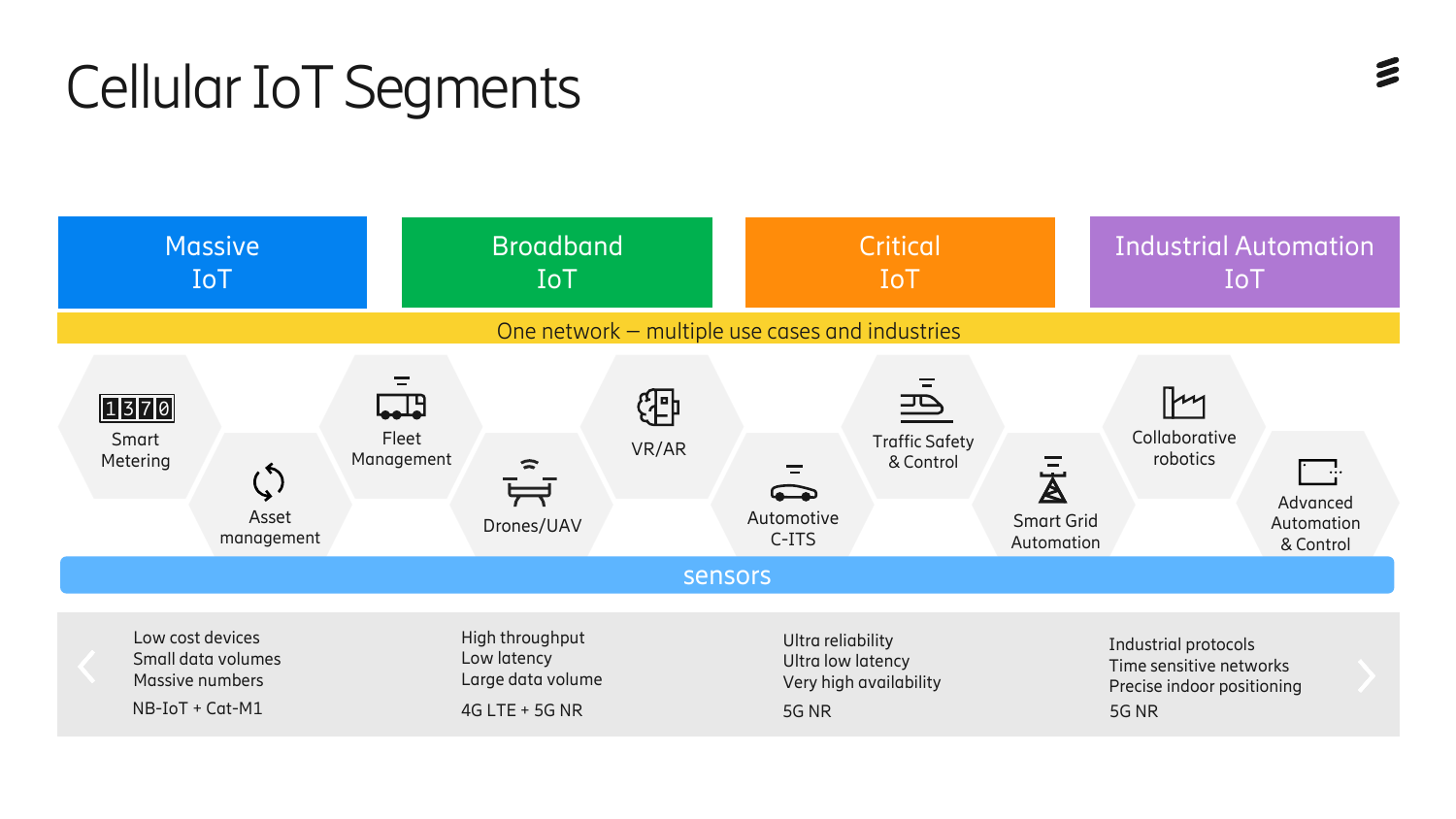# Cellular IoT Segments

| Massive IoT | Broadband IoT | Critical IoT | Industrial Automation IoT |
|---|---|---|---|

One network – multiple use cases and industries

1370

Smart Metering

Asset management

Fleet Management

Drones/UAV

VR/AR

Automotive C-ITS

Traffic Safety & Control

Smart Grid Automation

Collaborative robotics

Advanced Automation & Control

sensors

| Massive IoT | Broadband IoT | Critical IoT | Industrial Automation IoT |
|---|---|---|---|
| Low cost devices<br>Small data volumes<br>Massive numbers | High throughput<br>Low latency<br>Large data volume | Ultra reliability<br>Ultra low latency<br>Very high availability | Industrial protocols<br>Time sensitive networks<br>Precise indoor positioning |
| NB-IoT + Cat-M1 | 4G LTE + 5G NR | 5G NR | 5G NR |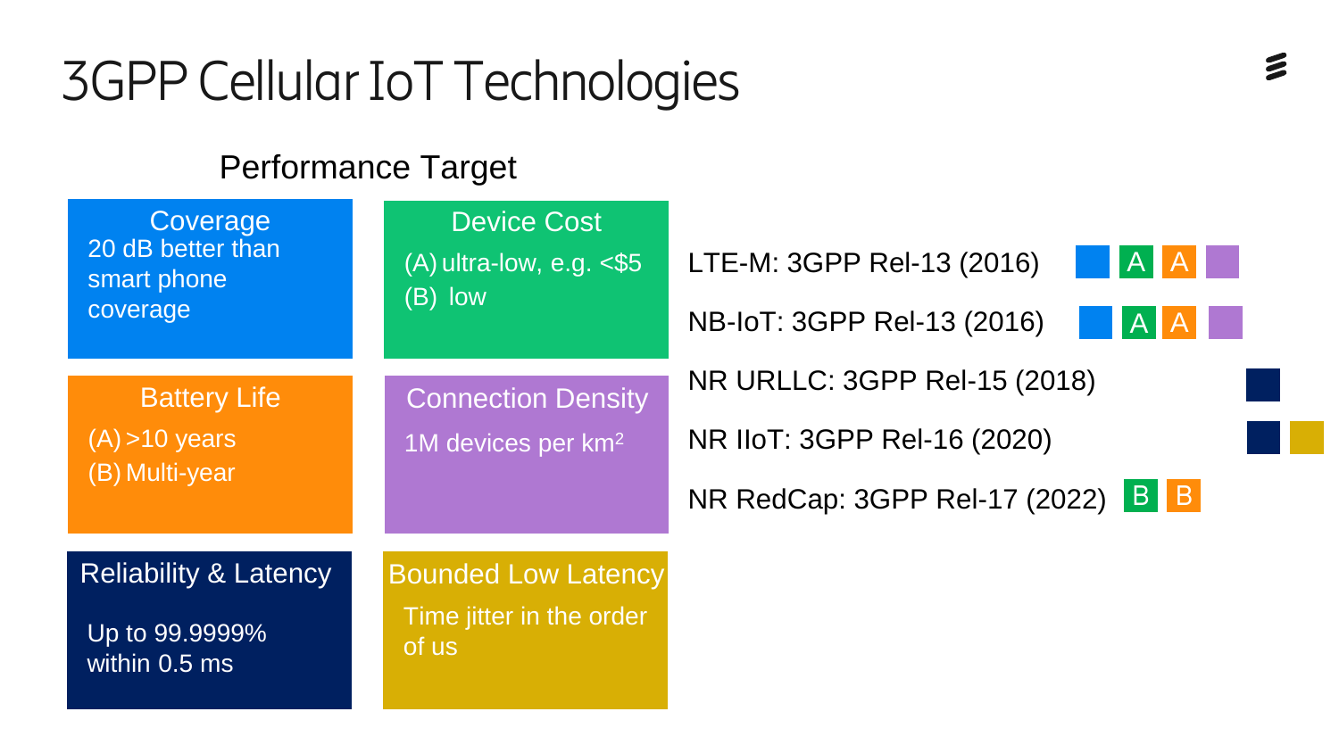# 3GPP Cellular IoT Technologies

## Performance Target

**Coverage**
20 dB better than smart phone coverage

**Device Cost**
(A) ultra-low, e.g. <$5
(B) low

**Battery Life**
(A) >10 years
(B) Multi-year

**Connection Density**
1M devices per km$^2$

**Reliability & Latency**
Up to 99.9999% within 0.5 ms

**Bounded Low Latency**
Time jitter in the order of us

- LTE-M: 3GPP Rel-13 (2016) — Coverage, Device Cost A, Battery Life A, Connection Density
- NB-IoT: 3GPP Rel-13 (2016) — Coverage, Device Cost A, Battery Life A, Connection Density
- NR URLLC: 3GPP Rel-15 (2018) — Reliability & Latency
- NR IIoT: 3GPP Rel-16 (2020) — Reliability & Latency, Bounded Low Latency
- NR RedCap: 3GPP Rel-17 (2022) — Device Cost B, Battery Life B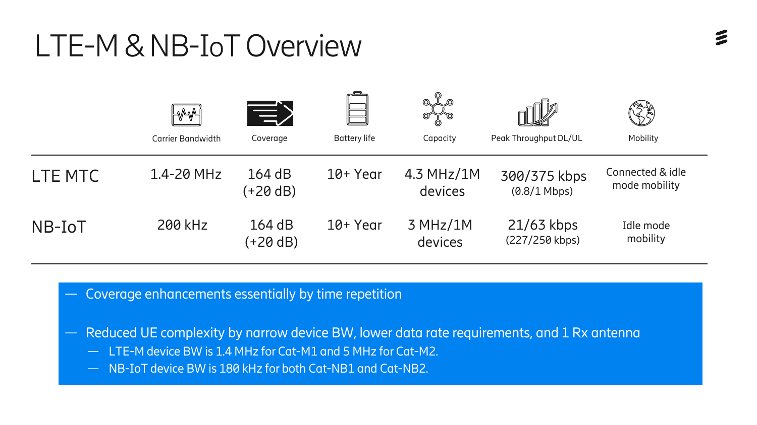# LTE-M & NB-IoT Overview

| | Carrier Bandwidth | Coverage | Battery life | Capacity | Peak Throughput DL/UL | Mobility |
|---|---|---|---|---|---|---|
| LTE MTC | 1.4-20 MHz | 164 dB (+20 dB) | 10+ Year | 4.3 MHz/1M devices | 300/375 kbps (0.8/1 Mbps) | Connected & idle mode mobility |
| NB-IoT | 200 kHz | 164 dB (+20 dB) | 10+ Year | 3 MHz/1M devices | 21/63 kbps (227/250 kbps) | Idle mode mobility |

- Coverage enhancements essentially by time repetition
- Reduced UE complexity by narrow device BW, lower data rate requirements, and 1 Rx antenna
  - LTE-M device BW is 1.4 MHz for Cat-M1 and 5 MHz for Cat-M2.
  - NB-IoT device BW is 180 kHz for both Cat-NB1 and Cat-NB2.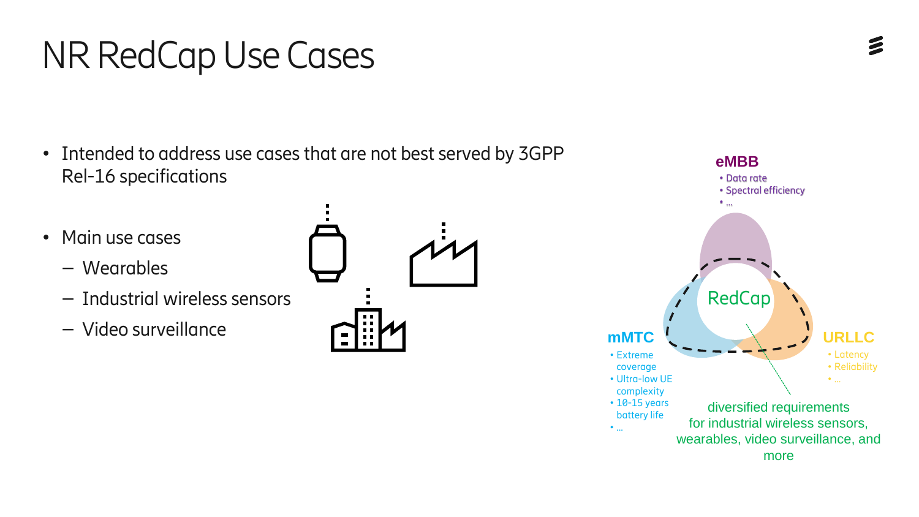# NR RedCap Use Cases

- Intended to address use cases that are not best served by 3GPP Rel-16 specifications
- Main use cases
  - Wearables
  - Industrial wireless sensors
  - Video surveillance

eMBB
- Data rate
- Spectral efficiency
- …

mMTC
- Extreme coverage
- Ultra-low UE complexity
- 10-15 years battery life
- …

URLLC
- Latency
- Reliability
- …

RedCap

diversified requirements for industrial wireless sensors, wearables, video surveillance, and more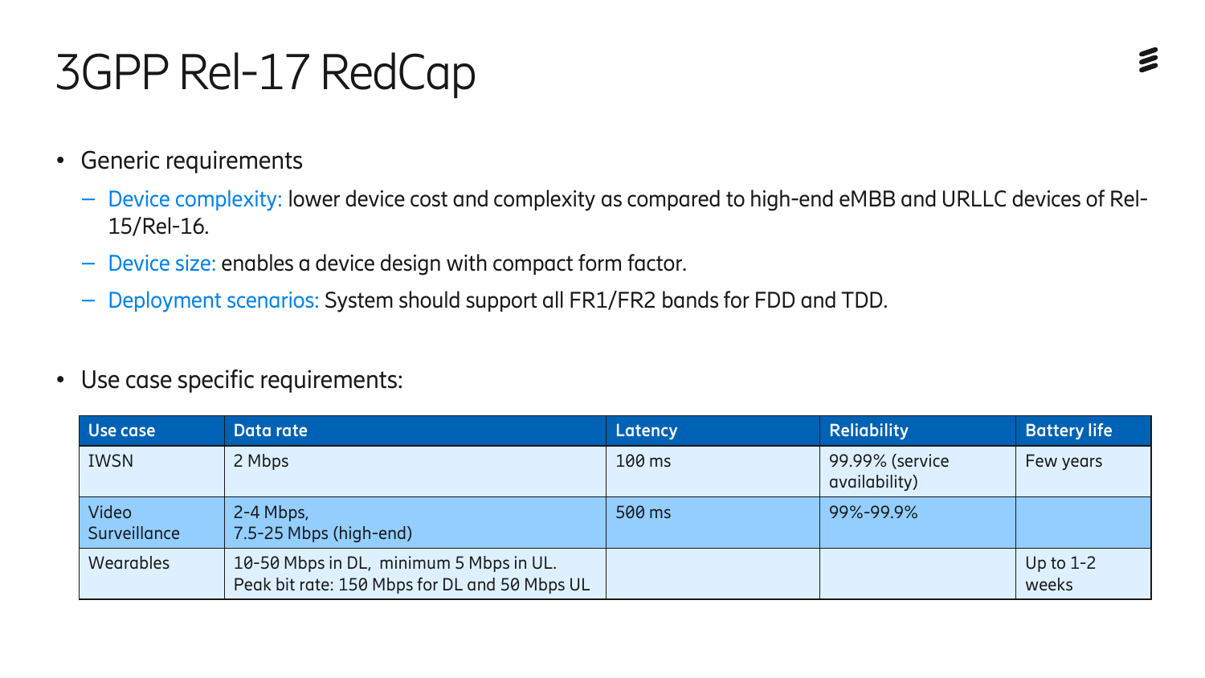# 3GPP Rel-17 RedCap

- Generic requirements
  - Device complexity: lower device cost and complexity as compared to high-end eMBB and URLLC devices of Rel-15/Rel-16.
  - Device size: enables a device design with compact form factor.
  - Deployment scenarios: System should support all FR1/FR2 bands for FDD and TDD.

- Use case specific requirements:

| Use case | Data rate | Latency | Reliability | Battery life |
|---|---|---|---|---|
| IWSN | 2 Mbps | 100 ms | 99.99% (service availability) | Few years |
| Video Surveillance | 2-4 Mbps, 7.5-25 Mbps (high-end) | 500 ms | 99%-99.9% | |
| Wearables | 10-50 Mbps in DL, minimum 5 Mbps in UL. Peak bit rate: 150 Mbps for DL and 50 Mbps UL | | | Up to 1-2 weeks |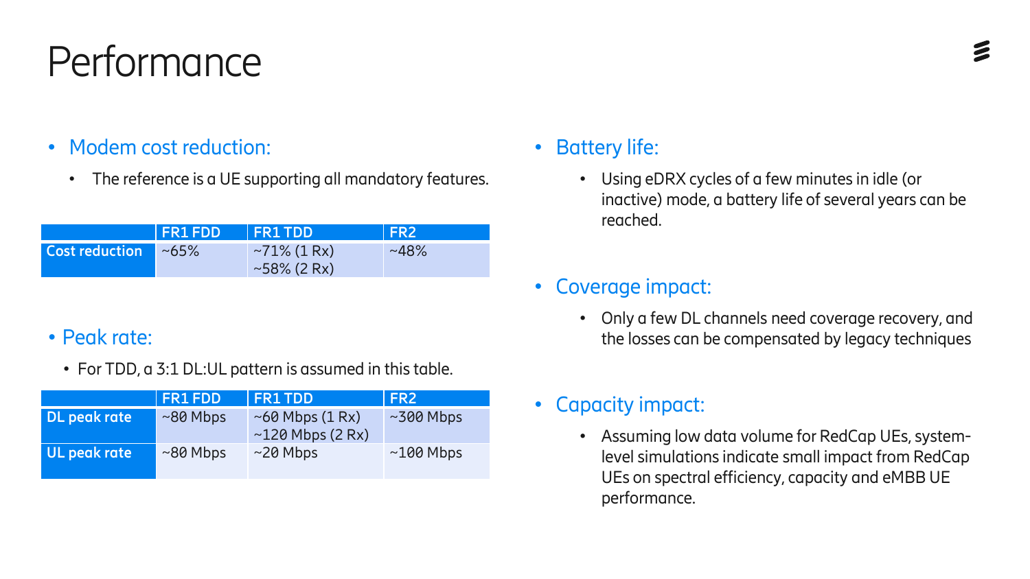# Performance

- Modem cost reduction:
  - The reference is a UE supporting all mandatory features.

| | FR1 FDD | FR1 TDD | FR2 |
|---|---|---|---|
| Cost reduction | ~65% | ~71% (1 Rx) ~58% (2 Rx) | ~48% |

- Peak rate:
  - For TDD, a 3:1 DL:UL pattern is assumed in this table.

| | FR1 FDD | FR1 TDD | FR2 |
|---|---|---|---|
| DL peak rate | ~80 Mbps | ~60 Mbps (1 Rx) ~120 Mbps (2 Rx) | ~300 Mbps |
| UL peak rate | ~80 Mbps | ~20 Mbps | ~100 Mbps |

- Battery life:
  - Using eDRX cycles of a few minutes in idle (or inactive) mode, a battery life of several years can be reached.

- Coverage impact:
  - Only a few DL channels need coverage recovery, and the losses can be compensated by legacy techniques

- Capacity impact:
  - Assuming low data volume for RedCap UEs, system-level simulations indicate small impact from RedCap UEs on spectral efficiency, capacity and eMBB UE performance.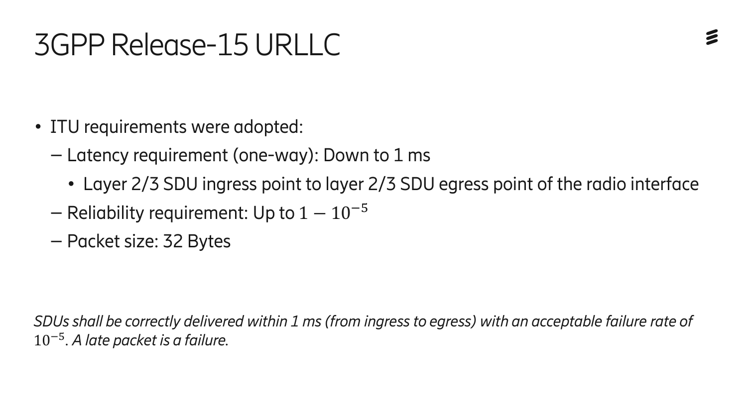# 3GPP Release-15 URLLC

- ITU requirements were adopted:
  - Latency requirement (one-way): Down to 1 ms
    - Layer 2/3 SDU ingress point to layer 2/3 SDU egress point of the radio interface
  - Reliability requirement: Up to $1 - 10^{-5}$
  - Packet size: 32 Bytes

*SDUs shall be correctly delivered within 1 ms (from ingress to egress) with an acceptable failure rate of* $10^{-5}$*. A late packet is a failure.*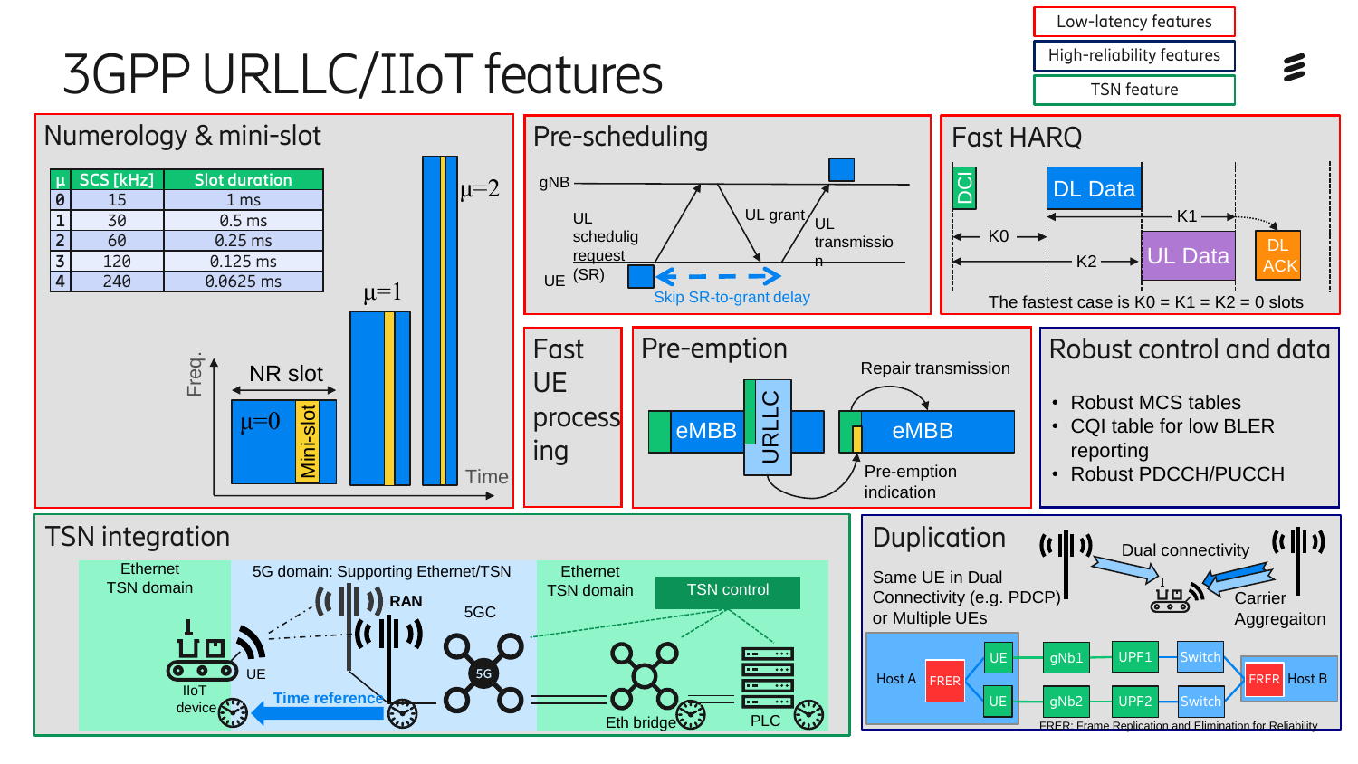# 3GPP URLLC/IIoT features

Low-latency features

High-reliability features

TSN feature

## Numerology & mini-slot

| μ | SCS [kHz] | Slot duration |
|---|---|---|
| 0 | 15 | 1 ms |
| 1 | 30 | 0.5 ms |
| 2 | 60 | 0.25 ms |
| 3 | 120 | 0.125 ms |
| 4 | 240 | 0.0625 ms |

Freq.

NR slot

μ=0

Mini-slot

μ=1

μ=2

Time

## Pre-scheduling

gNB

UE

UL schedulig request (SR)

UL grant

UL transmission

Skip SR-to-grant delay

## Fast HARQ

DCI

DL Data

K0

K1

K2

UL Data

DL ACK

The fastest case is K0 = K1 = K2 = 0 slots

## Fast UE processing

## Pre-emption

eMBB

URLLC

Repair transmission

eMBB

Pre-emption indication

## Robust control and data

- Robust MCS tables
- CQI table for low BLER reporting
- Robust PDCCH/PUCCH

## TSN integration

Ethernet TSN domain

5G domain: Supporting Ethernet/TSN

RAN

5GC

Ethernet TSN domain

TSN control

UE

IIoT device

Time reference

Eth bridge

PLC

## Duplication

Same UE in Dual Connectivity (e.g. PDCP) or Multiple UEs

Dual connectivity

Carrier Aggregaiton

Host A

FRER

UE

UE

gNb1

gNb2

UPF1

UPF2

Switch

Switch

FRER

Host B

FRER: Frame Replication and Elimination for Reliability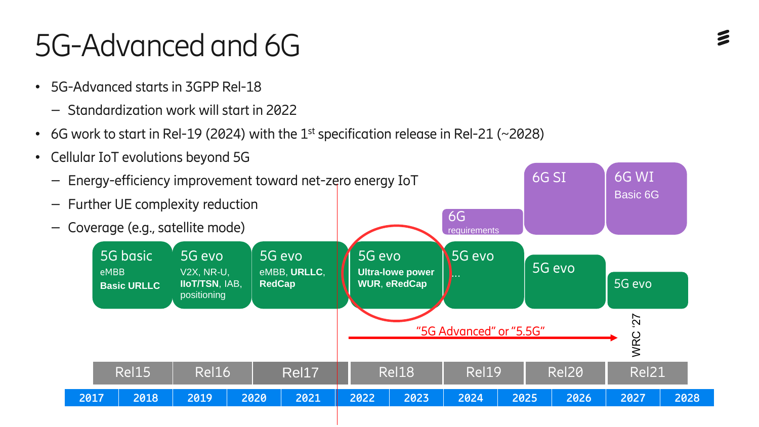# 5G-Advanced and 6G

- 5G-Advanced starts in 3GPP Rel-18
  - Standardization work will start in 2022
- 6G work to start in Rel-19 (2024) with the 1st specification release in Rel-21 (~2028)
- Cellular IoT evolutions beyond 5G
  - Energy-efficiency improvement toward net-zero energy IoT
  - Further UE complexity reduction
  - Coverage (e.g., satellite mode)

6G SI

6G WI
Basic 6G

6G
requirements

5G basic
eMBB
**Basic URLLC**

5G evo
V2X, NR-U, **IIoT/TSN**, IAB, positioning

5G evo
eMBB, **URLLC**, **RedCap**

5G evo
**Ultra-lowe power WUR**, **eRedCap**

5G evo
...

5G evo

5G evo

"5G Advanced" or "5.5G"

WRC '27

Rel15 Rel16 Rel17 Rel18 Rel19 Rel20 Rel21

2017 2018 2019 2020 2021 2022 2023 2024 2025 2026 2027 2028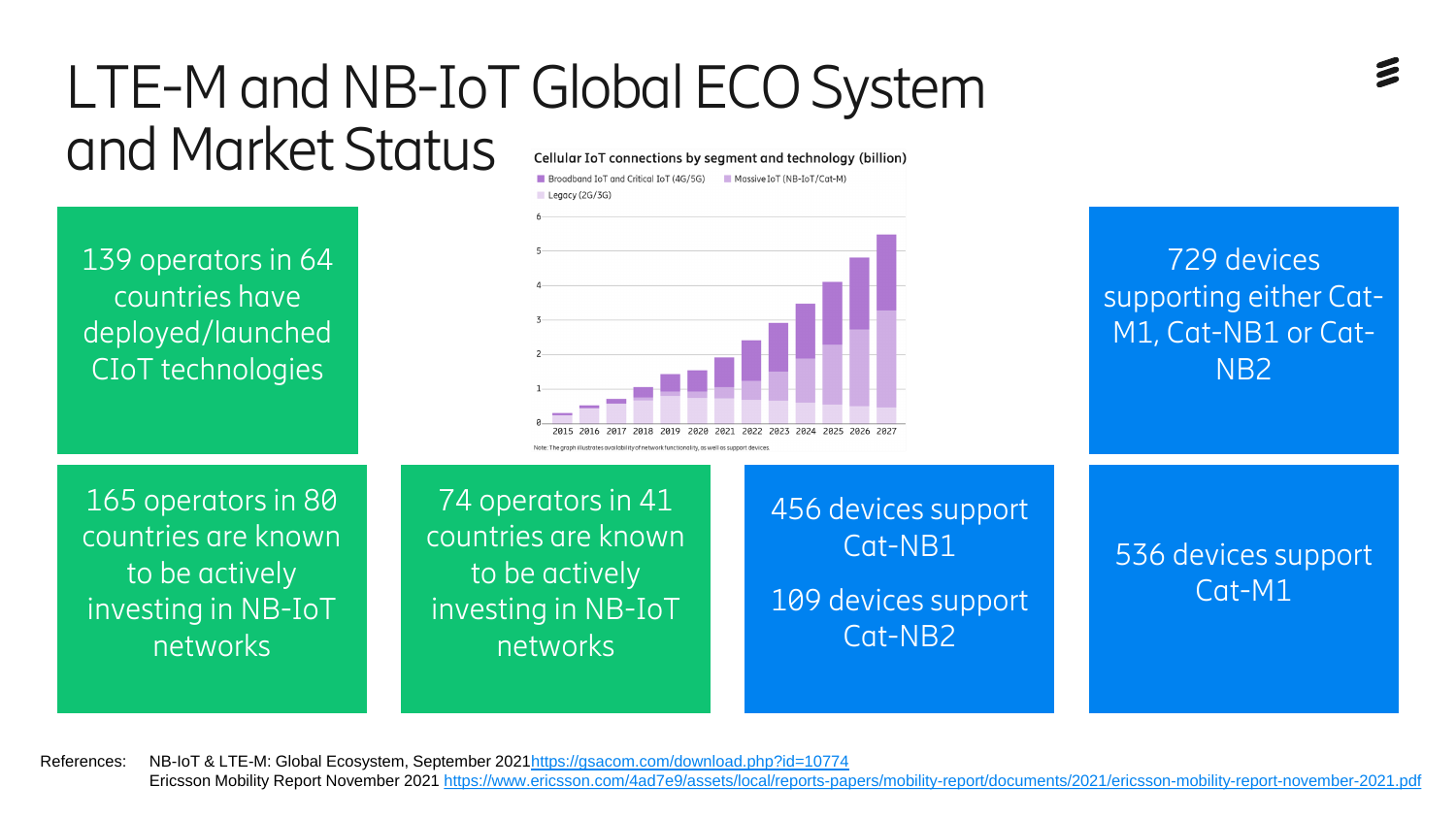# LTE-M and NB-IoT Global ECO System and Market Status

Cellular IoT connections by segment and technology (billion)

Broadband IoT and Critical IoT (4G/5G)

Massive IoT (NB-IoT/Cat-M)

Legacy (2G/3G)

6
5
4
3
2
1
0

2015 2016 2017 2018 2019 2020 2021 2022 2023 2024 2025 2026 2027

Note: The graph illustrates availability of network functionality, as well as support devices.

139 operators in 64 countries have deployed/launched CIoT technologies

729 devices supporting either Cat-M1, Cat-NB1 or Cat-NB2

165 operators in 80 countries are known to be actively investing in NB-IoT networks

74 operators in 41 countries are known to be actively investing in NB-IoT networks

456 devices support Cat-NB1

109 devices support Cat-NB2

536 devices support Cat-M1

References: NB-IoT & LTE-M: Global Ecosystem, September 2021 https://gsacom.com/download.php?id=10774
Ericsson Mobility Report November 2021 https://www.ericsson.com/4ad7e9/assets/local/reports-papers/mobility-report/documents/2021/ericsson-mobility-report-november-2021.pdf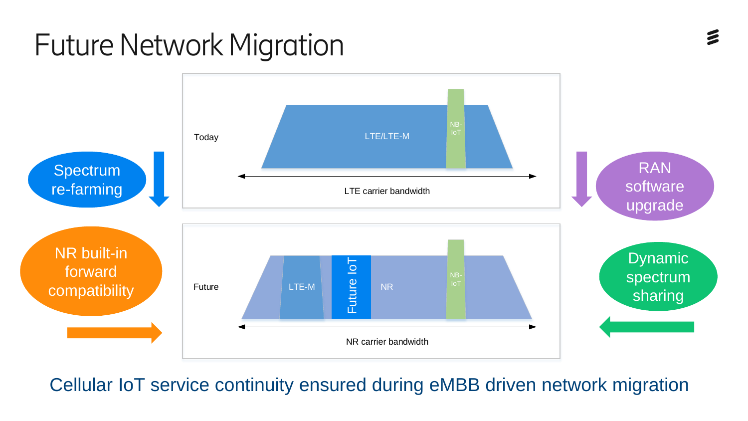# Future Network Migration

Spectrum re-farming

NR built-in forward compatibility

RAN software upgrade

Dynamic spectrum sharing

Today

LTE/LTE-M

NB-IoT

LTE carrier bandwidth

Future

LTE-M

Future IoT

NR

NB-IoT

NR carrier bandwidth

Cellular IoT service continuity ensured during eMBB driven network migration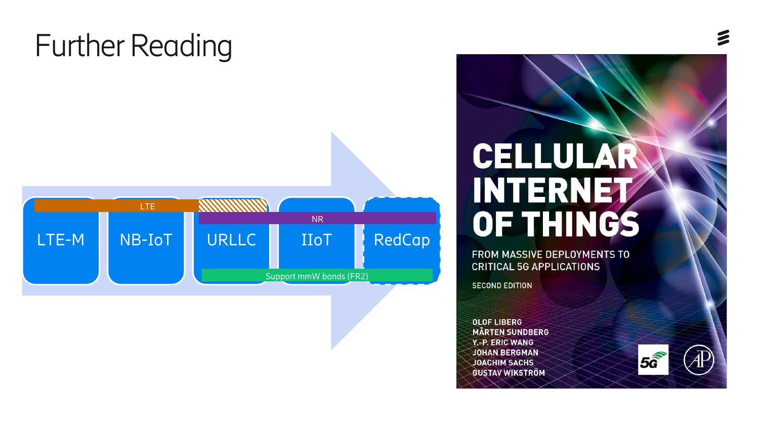# Further Reading

LTE

NR

LTE-M

NB-IoT

URLLC

IIoT

RedCap

Support mmW bands (FR2)

CELLULAR INTERNET OF THINGS

FROM MASSIVE DEPLOYMENTS TO CRITICAL 5G APPLICATIONS

SECOND EDITION

OLOF LIBERG
MÅRTEN SUNDBERG
Y.-P. ERIC WANG
JOHAN BERGMAN
JOACHIM SACHS
GUSTAV WIKSTRÖM